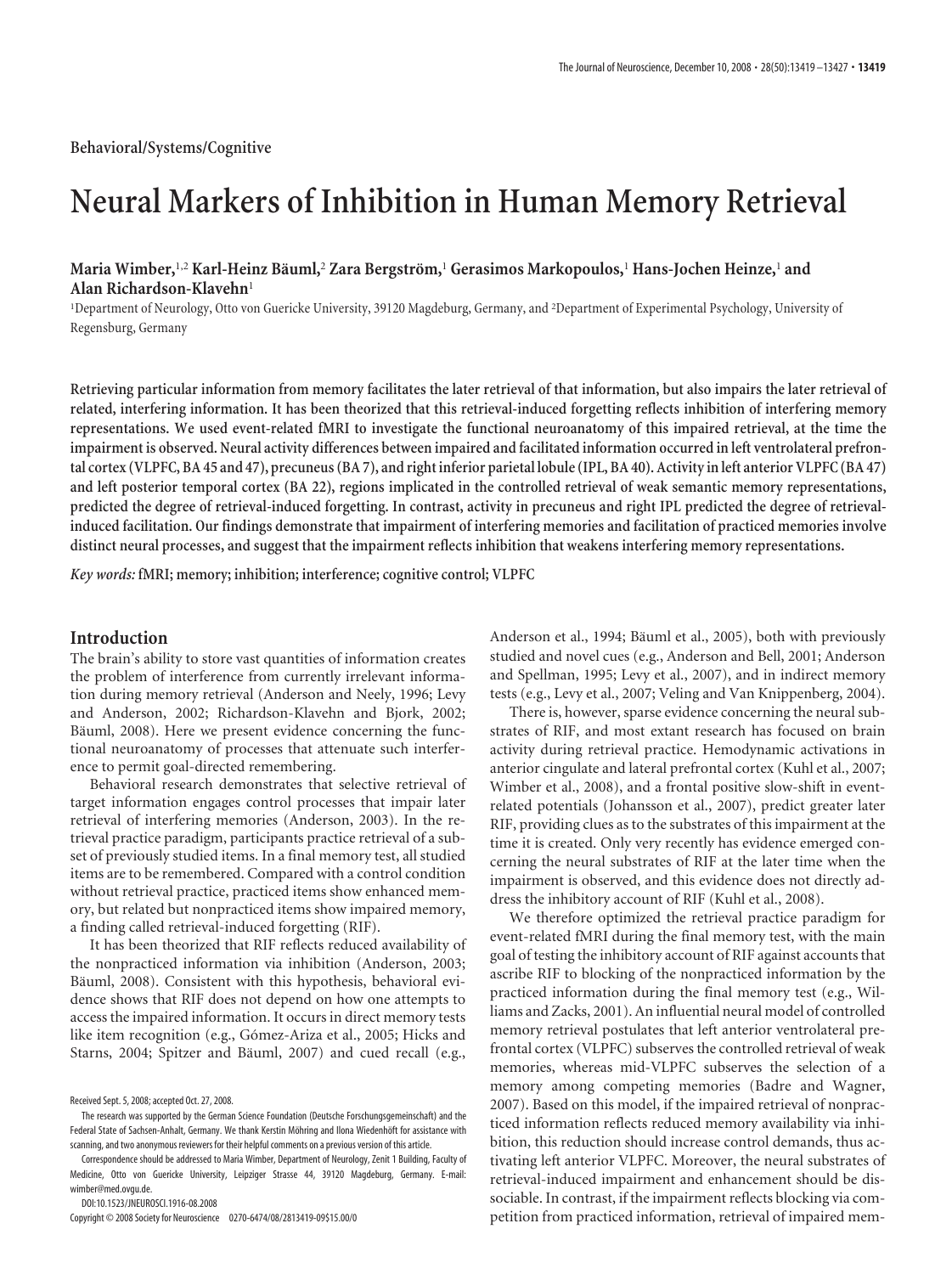Behavioral/Systems/Cognitive

# Neural Markers of Inhibition in Human Memory Retrieval

**Maria Wimber,[1,2] Karl-Heinz Bäuml,[2] Zara Bergström,[1] Gerasimos Markopoulos,[1] Hans-Jochen Heinze,[1] and Alan Richardson-Klavehn[1]**

[1]Department of Neurology, Otto von Guericke University, 39120 Magdeburg, Germany, and [2]Department of Experimental Psychology, University of Regensburg, Germany

**Retrieving particular information from memory facilitates the later retrieval of that information, but also impairs the later retrieval of related, interfering information. It has been theorized that this retrieval-induced forgetting reflects inhibition of interfering memory representations. We used event-related fMRI to investigate the functional neuroanatomy of this impaired retrieval, at the time the impairment is observed. Neural activity differences between impaired and facilitated information occurred in left ventrolateral prefrontal cortex (VLPFC, BA 45 and 47), precuneus (BA 7), and right inferior parietal lobule (IPL, BA 40). Activity in left anterior VLPFC (BA 47) and left posterior temporal cortex (BA 22), regions implicated in the controlled retrieval of weak semantic memory representations, predicted the degree of retrieval-induced forgetting. In contrast, activity in precuneus and right IPL predicted the degree of retrieval-induced facilitation. Our findings demonstrate that impairment of interfering memories and facilitation of practiced memories involve distinct neural processes, and suggest that the impairment reflects inhibition that weakens interfering memory representations.**

*Key words:* **fMRI; memory; inhibition; interference; cognitive control; VLPFC**

## Introduction

The brain's ability to store vast quantities of information creates the problem of interference from currently irrelevant information during memory retrieval (Anderson and Neely, 1996; Levy and Anderson, 2002; Richardson-Klavehn and Bjork, 2002; Bäuml, 2008). Here we present evidence concerning the functional neuroanatomy of processes that attenuate such interference to permit goal-directed remembering.

Behavioral research demonstrates that selective retrieval of target information engages control processes that impair later retrieval of interfering memories (Anderson, 2003). In the retrieval practice paradigm, participants practice retrieval of a subset of previously studied items. In a final memory test, all studied items are to be remembered. Compared with a control condition without retrieval practice, practiced items show enhanced memory, but related but nonpracticed items show impaired memory, a finding called retrieval-induced forgetting (RIF).

It has been theorized that RIF reflects reduced availability of the nonpracticed information via inhibition (Anderson, 2003; Bäuml, 2008). Consistent with this hypothesis, behavioral evidence shows that RIF does not depend on how one attempts to access the impaired information. It occurs in direct memory tests like item recognition (e.g., Gómez-Ariza et al., 2005; Hicks and Starns, 2004; Spitzer and Bäuml, 2007) and cued recall (e.g., Anderson et al., 1994; Bäuml et al., 2005), both with previously studied and novel cues (e.g., Anderson and Bell, 2001; Anderson and Spellman, 1995; Levy et al., 2007), and in indirect memory tests (e.g., Levy et al., 2007; Veling and Van Knippenberg, 2004).

There is, however, sparse evidence concerning the neural substrates of RIF, and most extant research has focused on brain activity during retrieval practice. Hemodynamic activations in anterior cingulate and lateral prefrontal cortex (Kuhl et al., 2007; Wimber et al., 2008), and a frontal positive slow-shift in event-related potentials (Johansson et al., 2007), predict greater later RIF, providing clues as to the substrates of this impairment at the time it is created. Only very recently has evidence emerged concerning the neural substrates of RIF at the later time when the impairment is observed, and this evidence does not directly address the inhibitory account of RIF (Kuhl et al., 2008).

We therefore optimized the retrieval practice paradigm for event-related fMRI during the final memory test, with the main goal of testing the inhibitory account of RIF against accounts that ascribe RIF to blocking of the nonpracticed information by the practiced information during the final memory test (e.g., Williams and Zacks, 2001). An influential neural model of controlled memory retrieval postulates that left anterior ventrolateral prefrontal cortex (VLPFC) subserves the controlled retrieval of weak memories, whereas mid-VLPFC subserves the selection of a memory among competing memories (Badre and Wagner, 2007). Based on this model, if the impaired retrieval of nonpracticed information reflects reduced memory availability via inhibition, this reduction should increase control demands, thus activating left anterior VLPFC. Moreover, the neural substrates of retrieval-induced impairment and enhancement should be dissociable. In contrast, if the impairment reflects blocking via competition from practiced information, retrieval of impaired mem-

Received Sept. 5, 2008; accepted Oct. 27, 2008.

The research was supported by the German Science Foundation (Deutsche Forschungsgemeinschaft) and the Federal State of Sachsen-Anhalt, Germany. We thank Kerstin Möhring and Ilona Wiedenhöft for assistance with scanning, and two anonymous reviewers for their helpful comments on a previous version of this article.

Correspondence should be addressed to Maria Wimber, Department of Neurology, Zenit 1 Building, Faculty of Medicine, Otto von Guericke University, Leipziger Strasse 44, 39120 Magdeburg, Germany. E-mail: wimber@med.ovgu.de.

DOI:10.1523/JNEUROSCI.1916-08.2008

Copyright © 2008 Society for Neuroscience 0270-6474/08/2813419-09$15.00/0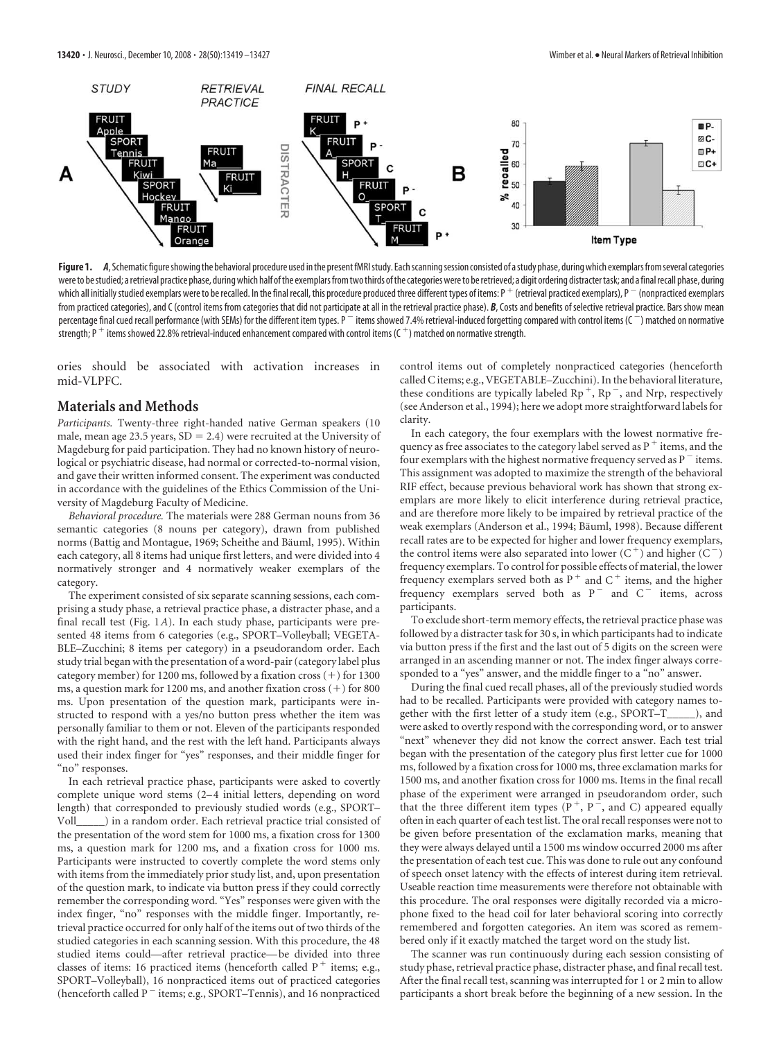**Figure 1.** ***A***, Schematic figure showing the behavioral procedure used in the present fMRI study. Each scanning session consisted of a study phase, during which exemplars from several categories were to be studied; a retrieval practice phase, during which half of the exemplars from two thirds of the categories were to be retrieved; a digit ordering distracter task; and a final recall phase, during which all initially studied exemplars were to be recalled. In the final recall, this procedure produced three different types of items: $P^+$ (retrieval practiced exemplars), $P^-$ (nonpracticed exemplars from practiced categories), and C (control items from categories that did not participate at all in the retrieval practice phase). ***B***, Costs and benefits of selective retrieval practice. Bars show mean percentage final cued recall performance (with SEMs) for the different item types. $P^-$ items showed 7.4% retrieval-induced forgetting compared with control items ($C^-$) matched on normative strength; $P^+$ items showed 22.8% retrieval-induced enhancement compared with control items ($C^+$) matched on normative strength.

ories should be associated with activation increases in mid-VLPFC.

## Materials and Methods

*Participants.* Twenty-three right-handed native German speakers (10 male, mean age 23.5 years, SD = 2.4) were recruited at the University of Magdeburg for paid participation. They had no known history of neurological or psychiatric disease, had normal or corrected-to-normal vision, and gave their written informed consent. The experiment was conducted in accordance with the guidelines of the Ethics Commission of the University of Magdeburg Faculty of Medicine.

*Behavioral procedure.* The materials were 288 German nouns from 36 semantic categories (8 nouns per category), drawn from published norms (Battig and Montague, 1969; Scheithe and Bäuml, 1995). Within each category, all 8 items had unique first letters, and were divided into 4 normatively stronger and 4 normatively weaker exemplars of the category.

The experiment consisted of six separate scanning sessions, each comprising a study phase, a retrieval practice phase, a distracter phase, and a final recall test (Fig. 1*A*). In each study phase, participants were presented 48 items from 6 categories (e.g., SPORT–Volleyball; VEGETABLE–Zucchini; 8 items per category) in a pseudorandom order. Each study trial began with the presentation of a word-pair (category label plus category member) for 1200 ms, followed by a fixation cross (+) for 1300 ms, a question mark for 1200 ms, and another fixation cross (+) for 800 ms. Upon presentation of the question mark, participants were instructed to respond with a yes/no button press whether the item was personally familiar to them or not. Eleven of the participants responded with the right hand, and the rest with the left hand. Participants always used their index finger for "yes" responses, and their middle finger for "no" responses.

In each retrieval practice phase, participants were asked to covertly complete unique word stems (2–4 initial letters, depending on word length) that corresponded to previously studied words (e.g., SPORT–Voll_____) in a random order. Each retrieval practice trial consisted of the presentation of the word stem for 1000 ms, a fixation cross for 1300 ms, a question mark for 1200 ms, and a fixation cross for 1000 ms. Participants were instructed to covertly complete the word stems only with items from the immediately prior study list, and, upon presentation of the question mark, to indicate via button press if they could correctly remember the corresponding word. "Yes" responses were given with the index finger, "no" responses with the middle finger. Importantly, retrieval practice occurred for only half of the items out of two thirds of the studied categories in each scanning session. With this procedure, the 48 studied items could—after retrieval practice—be divided into three classes of items: 16 practiced items (henceforth called $P^+$ items; e.g., SPORT–Volleyball), 16 nonpracticed items out of practiced categories (henceforth called $P^-$ items; e.g., SPORT–Tennis), and 16 nonpracticed control items out of completely nonpracticed categories (henceforth called C items; e.g., VEGETABLE–Zucchini). In the behavioral literature, these conditions are typically labeled $Rp^+$, $Rp^-$, and Nrp, respectively (see Anderson et al., 1994); here we adopt more straightforward labels for clarity.

In each category, the four exemplars with the lowest normative frequency as free associates to the category label served as $P^+$ items, and the four exemplars with the highest normative frequency served as $P^-$ items. This assignment was adopted to maximize the strength of the behavioral RIF effect, because previous behavioral work has shown that strong exemplars are more likely to elicit interference during retrieval practice, and are therefore more likely to be impaired by retrieval practice of the weak exemplars (Anderson et al., 1994; Bäuml, 1998). Because different recall rates are to be expected for higher and lower frequency exemplars, the control items were also separated into lower ($C^+$) and higher ($C^-$) frequency exemplars. To control for possible effects of material, the lower frequency exemplars served both as $P^+$ and $C^+$ items, and the higher frequency exemplars served both as $P^-$ and $C^-$ items, across participants.

To exclude short-term memory effects, the retrieval practice phase was followed by a distracter task for 30 s, in which participants had to indicate via button press if the first and the last out of 5 digits on the screen were arranged in an ascending manner or not. The index finger always corresponded to a "yes" answer, and the middle finger to a "no" answer.

During the final cued recall phases, all of the previously studied words had to be recalled. Participants were provided with category names together with the first letter of a study item (e.g., SPORT–T_____), and were asked to overtly respond with the corresponding word, or to answer "next" whenever they did not know the correct answer. Each test trial began with the presentation of the category plus first letter cue for 1000 ms, followed by a fixation cross for 1000 ms, three exclamation marks for 1500 ms, and another fixation cross for 1000 ms. Items in the final recall phase of the experiment were arranged in pseudorandom order, such that the three different item types ($P^+$, $P^-$, and C) appeared equally often in each quarter of each test list. The oral recall responses were not to be given before presentation of the exclamation marks, meaning that they were always delayed until a 1500 ms window occurred 2000 ms after the presentation of each test cue. This was done to rule out any confound of speech onset latency with the effects of interest during item retrieval. Useable reaction time measurements were therefore not obtainable with this procedure. The oral responses were digitally recorded via a microphone fixed to the head coil for later behavioral scoring into correctly remembered and forgotten categories. An item was scored as remembered only if it exactly matched the target word on the study list.

The scanner was run continuously during each session consisting of study phase, retrieval practice phase, distracter phase, and final recall test. After the final recall test, scanning was interrupted for 1 or 2 min to allow participants a short break before the beginning of a new session. In the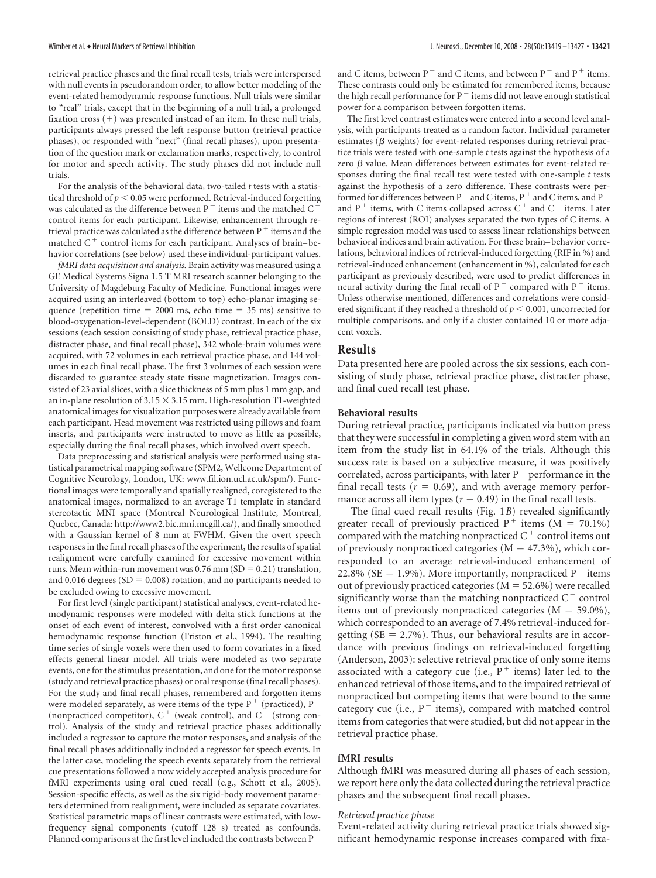retrieval practice phases and the final recall tests, trials were interspersed with null events in pseudorandom order, to allow better modeling of the event-related hemodynamic response functions. Null trials were similar to "real" trials, except that in the beginning of a null trial, a prolonged fixation cross (+) was presented instead of an item. In these null trials, participants always pressed the left response button (retrieval practice phases), or responded with "next" (final recall phases), upon presentation of the question mark or exclamation marks, respectively, to control for motor and speech activity. The study phases did not include null trials.

For the analysis of the behavioral data, two-tailed *t* tests with a statistical threshold of $p < 0.05$ were performed. Retrieval-induced forgetting was calculated as the difference between $P^-$ items and the matched $C^-$ control items for each participant. Likewise, enhancement through retrieval practice was calculated as the difference between $P^+$ items and the matched $C^+$ control items for each participant. Analyses of brain–behavior correlations (see below) used these individual-participant values.

*fMRI data acquisition and analysis.* Brain activity was measured using a GE Medical Systems Signa 1.5 T MRI research scanner belonging to the University of Magdeburg Faculty of Medicine. Functional images were acquired using an interleaved (bottom to top) echo-planar imaging sequence (repetition time = 2000 ms, echo time = 35 ms) sensitive to blood-oxygenation-level-dependent (BOLD) contrast. In each of the six sessions (each session consisting of study phase, retrieval practice phase, distracter phase, and final recall phase), 342 whole-brain volumes were acquired, with 72 volumes in each retrieval practice phase, and 144 volumes in each final recall phase. The first 3 volumes of each session were discarded to guarantee steady state tissue magnetization. Images consisted of 23 axial slices, with a slice thickness of 5 mm plus 1 mm gap, and an in-plane resolution of 3.15 × 3.15 mm. High-resolution T1-weighted anatomical images for visualization purposes were already available from each participant. Head movement was restricted using pillows and foam inserts, and participants were instructed to move as little as possible, especially during the final recall phases, which involved overt speech.

Data preprocessing and statistical analysis were performed using statistical parametrical mapping software (SPM2, Wellcome Department of Cognitive Neurology, London, UK: www.fil.ion.ucl.ac.uk/spm/). Functional images were temporally and spatially realigned, coregistered to the anatomical images, normalized to an average T1 template in standard stereotactic MNI space (Montreal Neurological Institute, Montreal, Quebec, Canada: http://www2.bic.mni.mcgill.ca/), and finally smoothed with a Gaussian kernel of 8 mm at FWHM. Given the overt speech responses in the final recall phases of the experiment, the results of spatial realignment were carefully examined for excessive movement within runs. Mean within-run movement was 0.76 mm (SD = 0.21) translation, and 0.016 degrees (SD = 0.008) rotation, and no participants needed to be excluded owing to excessive movement.

For first level (single participant) statistical analyses, event-related hemodynamic responses were modeled with delta stick functions at the onset of each event of interest, convolved with a first order canonical hemodynamic response function (Friston et al., 1994). The resulting time series of single voxels were then used to form covariates in a fixed effects general linear model. All trials were modeled as two separate events, one for the stimulus presentation, and one for the motor response (study and retrieval practice phases) or oral response (final recall phases). For the study and final recall phases, remembered and forgotten items were modeled separately, as were items of the type $P^+$ (practiced), $P^-$ (nonpracticed competitor), $C^+$ (weak control), and $C^-$ (strong control). Analysis of the study and retrieval practice phases additionally included a regressor to capture the motor responses, and analysis of the final recall phases additionally included a regressor for speech events. In the latter case, modeling the speech events separately from the retrieval cue presentations followed a now widely accepted analysis procedure for fMRI experiments using oral cued recall (e.g., Schott et al., 2005). Session-specific effects, as well as the six rigid-body movement parameters determined from realignment, were included as separate covariates. Statistical parametric maps of linear contrasts were estimated, with low-frequency signal components (cutoff 128 s) treated as confounds. Planned comparisons at the first level included the contrasts between $P^-$ and C items, between $P^+$ and C items, and between $P^-$ and $P^+$ items. These contrasts could only be estimated for remembered items, because the high recall performance for $P^+$ items did not leave enough statistical power for a comparison between forgotten items.

The first level contrast estimates were entered into a second level analysis, with participants treated as a random factor. Individual parameter estimates ($\beta$ weights) for event-related responses during retrieval practice trials were tested with one-sample *t* tests against the hypothesis of a zero $\beta$ value. Mean differences between estimates for event-related responses during the final recall test were tested with one-sample *t* tests against the hypothesis of a zero difference. These contrasts were performed for differences between $P^-$ and C items, $P^+$ and C items, and $P^-$ and $P^+$ items, with C items collapsed across $C^+$ and $C^-$ items. Later regions of interest (ROI) analyses separated the two types of C items. A simple regression model was used to assess linear relationships between behavioral indices and brain activation. For these brain–behavior correlations, behavioral indices of retrieval-induced forgetting (RIF in %) and retrieval-induced enhancement (enhancement in %), calculated for each participant as previously described, were used to predict differences in neural activity during the final recall of $P^-$ compared with $P^+$ items. Unless otherwise mentioned, differences and correlations were considered significant if they reached a threshold of $p < 0.001$, uncorrected for multiple comparisons, and only if a cluster contained 10 or more adjacent voxels.

## Results

Data presented here are pooled across the six sessions, each consisting of study phase, retrieval practice phase, distracter phase, and final cued recall test phase.

### Behavioral results

During retrieval practice, participants indicated via button press that they were successful in completing a given word stem with an item from the study list in 64.1% of the trials. Although this success rate is based on a subjective measure, it was positively correlated, across participants, with later $P^+$ performance in the final recall tests ($r = 0.69$), and with average memory performance across all item types ($r = 0.49$) in the final recall tests.

The final cued recall results (Fig. 1*B*) revealed significantly greater recall of previously practiced $P^+$ items (M = 70.1%) compared with the matching nonpracticed $C^+$ control items out of previously nonpracticed categories (M = 47.3%), which corresponded to an average retrieval-induced enhancement of 22.8% (SE = 1.9%). More importantly, nonpracticed $P^-$ items out of previously practiced categories (M = 52.6%) were recalled significantly worse than the matching nonpracticed $C^-$ control items out of previously nonpracticed categories (M = 59.0%), which corresponded to an average of 7.4% retrieval-induced forgetting (SE = 2.7%). Thus, our behavioral results are in accordance with previous findings on retrieval-induced forgetting (Anderson, 2003): selective retrieval practice of only some items associated with a category cue (i.e., $P^+$ items) later led to the enhanced retrieval of those items, and to the impaired retrieval of nonpracticed but competing items that were bound to the same category cue (i.e., $P^-$ items), compared with matched control items from categories that were studied, but did not appear in the retrieval practice phase.

### fMRI results

Although fMRI was measured during all phases of each session, we report here only the data collected during the retrieval practice phases and the subsequent final recall phases.

#### *Retrieval practice phase*

Event-related activity during retrieval practice trials showed significant hemodynamic response increases compared with fixa-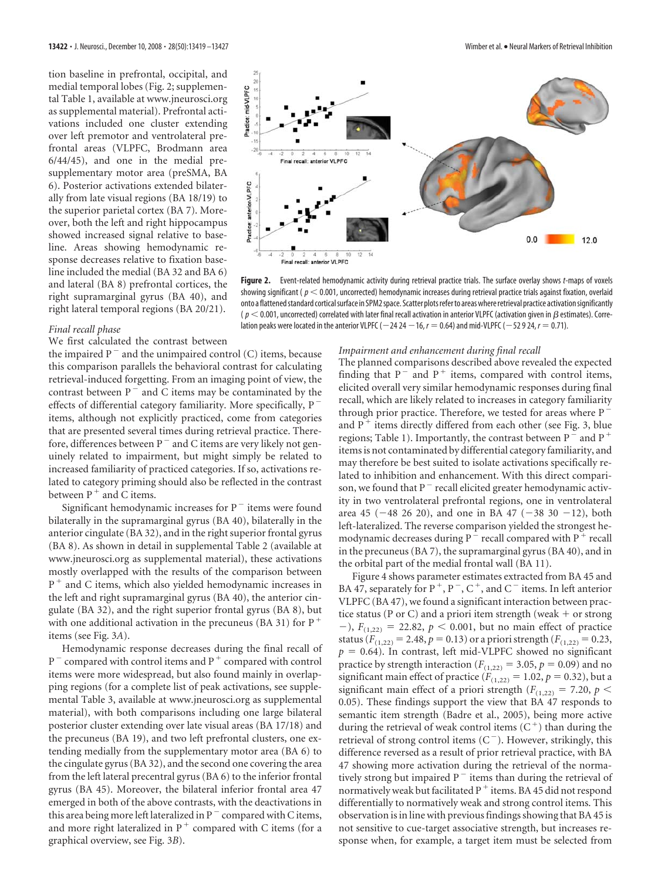tion baseline in prefrontal, occipital, and medial temporal lobes (Fig. 2; supplemental Table 1, available at www.jneurosci.org as supplemental material). Prefrontal activations included one cluster extending over left premotor and ventrolateral prefrontal areas (VLPFC, Brodmann area 6/44/45), and one in the medial presupplementary motor area (preSMA, BA 6). Posterior activations extended bilaterally from late visual regions (BA 18/19) to the superior parietal cortex (BA 7). Moreover, both the left and right hippocampus showed increased signal relative to baseline. Areas showing hemodynamic response decreases relative to fixation baseline included the medial (BA 32 and BA 6) and lateral (BA 8) prefrontal cortices, the right supramarginal gyrus (BA 40), and right lateral temporal regions (BA 20/21).

**Figure 2.** Event-related hemodynamic activity during retrieval practice trials. The surface overlay shows *t*-maps of voxels showing significant ($p < 0.001$, uncorrected) hemodynamic increases during retrieval practice trials against fixation, overlaid onto a flattened standard cortical surface in SPM2 space. Scatter plots refer to areas where retrieval practice activation significantly ($p < 0.001$, uncorrected) correlated with later final recall activation in anterior VLPFC (activation given in $\beta$ estimates). Correlation peaks were located in the anterior VLPFC (−24 24 −16, $r = 0.64$) and mid-VLPFC (−52 9 24, $r = 0.71$).

### *Final recall phase*

We first calculated the contrast between the impaired $P^-$ and the unimpaired control (C) items, because this comparison parallels the behavioral contrast for calculating retrieval-induced forgetting. From an imaging point of view, the contrast between $P^-$ and C items may be contaminated by the effects of differential category familiarity. More specifically, $P^-$ items, although not explicitly practiced, come from categories that are presented several times during retrieval practice. Therefore, differences between $P^-$ and C items are very likely not genuinely related to impairment, but might simply be related to increased familiarity of practiced categories. If so, activations related to category priming should also be reflected in the contrast between $P^+$ and C items.

Significant hemodynamic increases for $P^-$ items were found bilaterally in the supramarginal gyrus (BA 40), bilaterally in the anterior cingulate (BA 32), and in the right superior frontal gyrus (BA 8). As shown in detail in supplemental Table 2 (available at www.jneurosci.org as supplemental material), these activations mostly overlapped with the results of the comparison between $P^+$ and C items, which also yielded hemodynamic increases in the left and right supramarginal gyrus (BA 40), the anterior cingulate (BA 32), and the right superior frontal gyrus (BA 8), but with one additional activation in the precuneus (BA 31) for $P^+$ items (see Fig. 3*A*).

Hemodynamic response decreases during the final recall of $P^-$ compared with control items and $P^+$ compared with control items were more widespread, but also found mainly in overlapping regions (for a complete list of peak activations, see supplemental Table 3, available at www.jneurosci.org as supplemental material), with both comparisons including one large bilateral posterior cluster extending over late visual areas (BA 17/18) and the precuneus (BA 19), and two left prefrontal clusters, one extending medially from the supplementary motor area (BA 6) to the cingulate gyrus (BA 32), and the second one covering the area from the left lateral precentral gyrus (BA 6) to the inferior frontal gyrus (BA 45). Moreover, the bilateral inferior frontal area 47 emerged in both of the above contrasts, with the deactivations in this area being more left lateralized in $P^-$ compared with C items, and more right lateralized in $P^+$ compared with C items (for a graphical overview, see Fig. 3*B*).

### *Impairment and enhancement during final recall*

The planned comparisons described above revealed the expected finding that $P^-$ and $P^+$ items, compared with control items, elicited overall very similar hemodynamic responses during final recall, which are likely related to increases in category familiarity through prior practice. Therefore, we tested for areas where $P^-$ and $P^+$ items directly differed from each other (see Fig. 3, blue regions; Table 1). Importantly, the contrast between $P^-$ and $P^+$ items is not contaminated by differential category familiarity, and may therefore be best suited to isolate activations specifically related to inhibition and enhancement. With this direct comparison, we found that $P^-$ recall elicited greater hemodynamic activity in two ventrolateral prefrontal regions, one in ventrolateral area 45 (−48 26 20), and one in BA 47 (−38 30 −12), both left-lateralized. The reverse comparison yielded the strongest hemodynamic decreases during $P^-$ recall compared with $P^+$ recall in the precuneus (BA 7), the supramarginal gyrus (BA 40), and in the orbital part of the medial frontal wall (BA 11).

Figure 4 shows parameter estimates extracted from BA 45 and BA 47, separately for $P^+$, $P^-$, $C^+$, and $C^-$ items. In left anterior VLPFC (BA 47), we found a significant interaction between practice status (P or C) and a priori item strength (weak + or strong −), $F_{(1,22)} = 22.82$, $p < 0.001$, but no main effect of practice status ($F_{(1,22)} = 2.48$, $p = 0.13$) or a priori strength ($F_{(1,22)} = 0.23$, $p = 0.64$). In contrast, left mid-VLPFC showed no significant practice by strength interaction ($F_{(1,22)} = 3.05$, $p = 0.09$) and no significant main effect of practice ($F_{(1,22)} = 1.02$, $p = 0.32$), but a significant main effect of a priori strength ($F_{(1,22)} = 7.20$, $p < 0.05$). These findings support the view that BA 47 responds to semantic item strength (Badre et al., 2005), being more active during the retrieval of weak control items ($C^+$) than during the retrieval of strong control items ($C^-$). However, strikingly, this difference reversed as a result of prior retrieval practice, with BA 47 showing more activation during the retrieval of the normatively strong but impaired $P^-$ items than during the retrieval of normatively weak but facilitated $P^+$ items. BA 45 did not respond differentially to normatively weak and strong control items. This observation is in line with previous findings showing that BA 45 is not sensitive to cue-target associative strength, but increases response when, for example, a target item must be selected from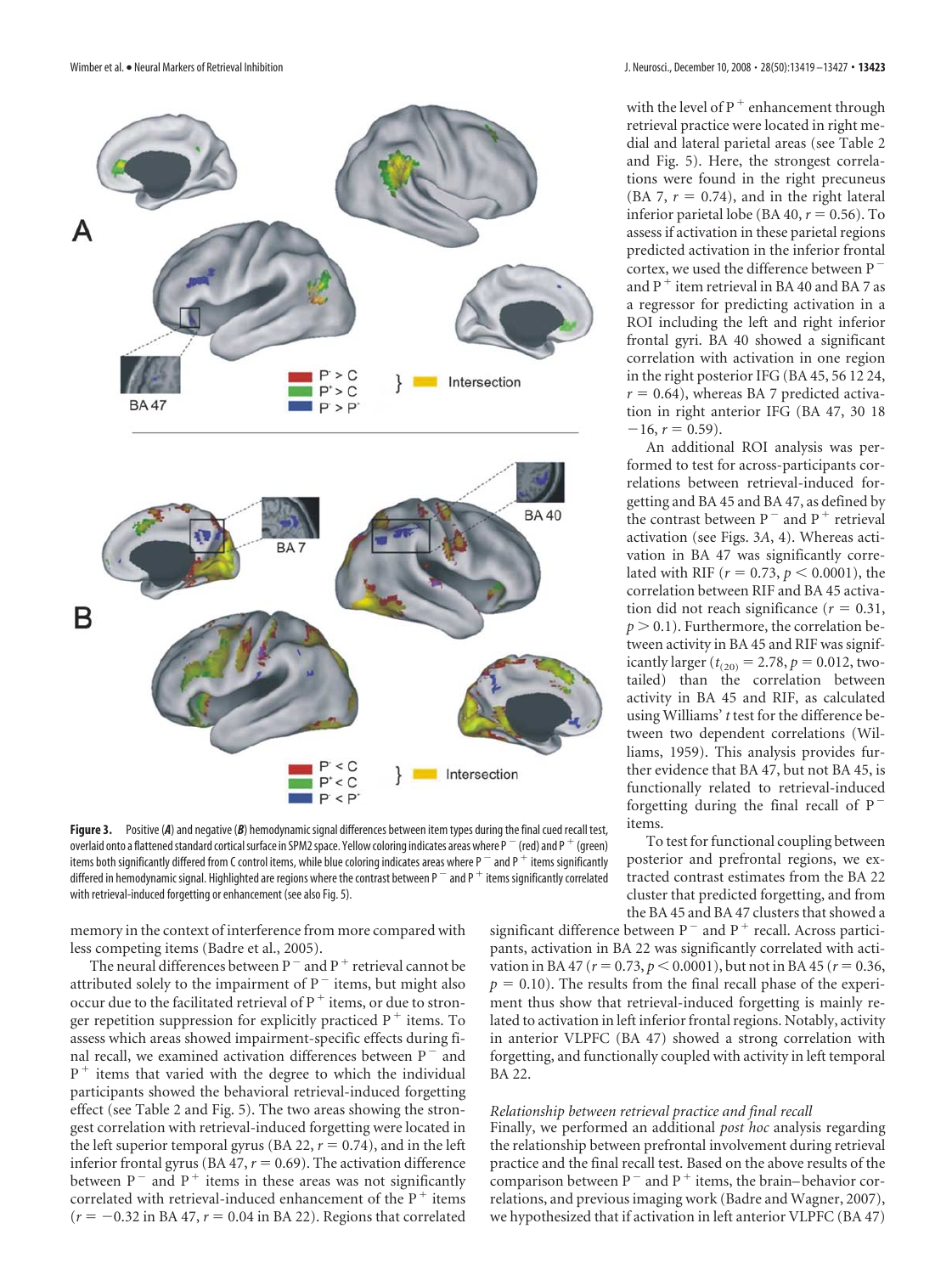**Figure 3.** Positive (***A***) and negative (***B***) hemodynamic signal differences between item types during the final cued recall test, overlaid onto a flattened standard cortical surface in SPM2 space. Yellow coloring indicates areas where $P^-$ (red) and $P^+$ (green) items both significantly differed from C control items, while blue coloring indicates areas where $P^-$ and $P^+$ items significantly differed in hemodynamic signal. Highlighted are regions where the contrast between $P^-$ and $P^+$ items significantly correlated with retrieval-induced forgetting or enhancement (see also Fig. 5).

memory in the context of interference from more compared with less competing items (Badre et al., 2005).

The neural differences between $P^-$ and $P^+$ retrieval cannot be attributed solely to the impairment of $P^-$ items, but might also occur due to the facilitated retrieval of $P^+$ items, or due to stronger repetition suppression for explicitly practiced $P^+$ items. To assess which areas showed impairment-specific effects during final recall, we examined activation differences between $P^-$ and $P^+$ items that varied with the degree to which the individual participants showed the behavioral retrieval-induced forgetting effect (see Table 2 and Fig. 5). The two areas showing the strongest correlation with retrieval-induced forgetting were located in the left superior temporal gyrus (BA 22, $r = 0.74$), and in the left inferior frontal gyrus (BA 47, $r = 0.69$). The activation difference between $P^-$ and $P^+$ items in these areas was not significantly correlated with retrieval-induced enhancement of the $P^+$ items ($r = -0.32$ in BA 47, $r = 0.04$ in BA 22). Regions that correlated with the level of $P^+$ enhancement through retrieval practice were located in right medial and lateral parietal areas (see Table 2 and Fig. 5). Here, the strongest correlations were found in the right precuneus (BA 7, $r = 0.74$), and in the right lateral inferior parietal lobe (BA 40, $r = 0.56$). To assess if activation in these parietal regions predicted activation in the inferior frontal cortex, we used the difference between $P^-$ and $P^+$ item retrieval in BA 40 and BA 7 as a regressor for predicting activation in a ROI including the left and right inferior frontal gyri. BA 40 showed a significant correlation with activation in one region in the right posterior IFG (BA 45, 56 12 24, $r = 0.64$), whereas BA 7 predicted activation in right anterior IFG (BA 47, 30 18 −16, $r = 0.59$).

An additional ROI analysis was performed to test for across-participants correlations between retrieval-induced forgetting and BA 45 and BA 47, as defined by the contrast between $P^-$ and $P^+$ retrieval activation (see Figs. 3*A*, 4). Whereas activation in BA 47 was significantly correlated with RIF ($r = 0.73$, $p < 0.0001$), the correlation between RIF and BA 45 activation did not reach significance ($r = 0.31$, $p > 0.1$). Furthermore, the correlation between activity in BA 45 and RIF was significantly larger ($t_{(20)} = 2.78$, $p = 0.012$, two-tailed) than the correlation between activity in BA 45 and RIF, as calculated using Williams' *t* test for the difference between two dependent correlations (Williams, 1959). This analysis provides further evidence that BA 47, but not BA 45, is functionally related to retrieval-induced forgetting during the final recall of $P^-$ items.

To test for functional coupling between posterior and prefrontal regions, we extracted contrast estimates from the BA 22 cluster that predicted forgetting, and from the BA 45 and BA 47 clusters that showed a significant difference between $P^-$ and $P^+$ recall. Across participants, activation in BA 22 was significantly correlated with activation in BA 47 ($r = 0.73$, $p < 0.0001$), but not in BA 45 ($r = 0.36$, $p = 0.10$). The results from the final recall phase of the experiment thus show that retrieval-induced forgetting is mainly related to activation in left inferior frontal regions. Notably, activity in anterior VLPFC (BA 47) showed a strong correlation with forgetting, and functionally coupled with activity in left temporal BA 22.

*Relationship between retrieval practice and final recall*

Finally, we performed an additional *post hoc* analysis regarding the relationship between prefrontal involvement during retrieval practice and the final recall test. Based on the above results of the comparison between $P^-$ and $P^+$ items, the brain–behavior correlations, and previous imaging work (Badre and Wagner, 2007), we hypothesized that if activation in left anterior VLPFC (BA 47)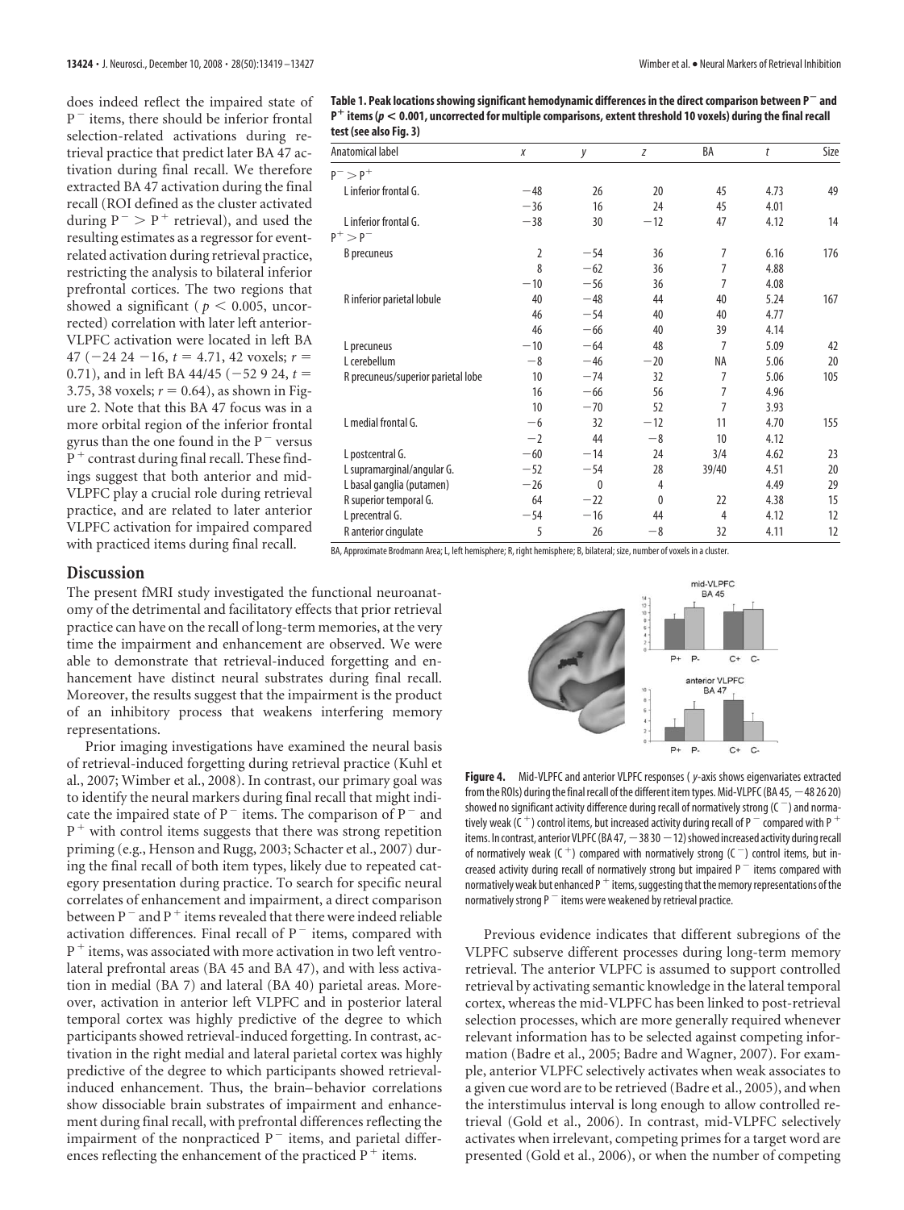does indeed reflect the impaired state of $P^-$ items, there should be inferior frontal selection-related activations during retrieval practice that predict later BA 47 activation during final recall. We therefore extracted BA 47 activation during the final recall (ROI defined as the cluster activated during $P^- > P^+$ retrieval), and used the resulting estimates as a regressor for event-related activation during retrieval practice, restricting the analysis to bilateral inferior prefrontal cortices. The two regions that showed a significant ($p < 0.005$, uncorrected) correlation with later left anterior-VLPFC activation were located in left BA 47 (−24 24 −16, $t = 4.71$, 42 voxels; $r = 0.71$), and in left BA 44/45 (−52 9 24, $t = 3.75$, 38 voxels; $r = 0.64$), as shown in Figure 2. Note that this BA 47 focus was in a more orbital region of the inferior frontal gyrus than the one found in the $P^-$ versus $P^+$ contrast during final recall. These findings suggest that both anterior and mid-VLPFC play a crucial role during retrieval practice, and are related to later anterior VLPFC activation for impaired compared with practiced items during final recall.

**Table 1. Peak locations showing significant hemodynamic differences in the direct comparison between $P^-$ and $P^+$ items ($p < 0.001$, uncorrected for multiple comparisons, extent threshold 10 voxels) during the final recall test (see also Fig. 3)**

| Anatomical label | x | y | z | BA | t | Size |
|---|---|---|---|---|---|---|
| $P^- > P^+$ | | | | | | |
| L inferior frontal G. | −48 | 26 | 20 | 45 | 4.73 | 49 |
| | −36 | 16 | 24 | 45 | 4.01 | |
| L inferior frontal G. | −38 | 30 | −12 | 47 | 4.12 | 14 |
| $P^+ > P^-$ | | | | | | |
| B precuneus | 2 | −54 | 36 | 7 | 6.16 | 176 |
| | 8 | −62 | 36 | 7 | 4.88 | |
| | −10 | −56 | 36 | 7 | 4.08 | |
| R inferior parietal lobule | 40 | −48 | 44 | 40 | 5.24 | 167 |
| | 46 | −54 | 40 | 40 | 4.77 | |
| | 46 | −66 | 40 | 39 | 4.14 | |
| L precuneus | −10 | −64 | 48 | 7 | 5.09 | 42 |
| L cerebellum | −8 | −46 | −20 | NA | 5.06 | 20 |
| R precuneus/superior parietal lobe | 10 | −74 | 32 | 7 | 5.06 | 105 |
| | 16 | −66 | 56 | 7 | 4.96 | |
| | 10 | −70 | 52 | 7 | 3.93 | |
| L medial frontal G. | −6 | 32 | −12 | 11 | 4.70 | 155 |
| | −2 | 44 | −8 | 10 | 4.12 | |
| L postcentral G. | −60 | −14 | 24 | 3/4 | 4.62 | 23 |
| L supramarginal/angular G. | −52 | −54 | 28 | 39/40 | 4.51 | 20 |
| L basal ganglia (putamen) | −26 | 0 | 4 | | 4.49 | 29 |
| R superior temporal G. | 64 | −22 | 0 | 22 | 4.38 | 15 |
| L precentral G. | −54 | −16 | 44 | 4 | 4.12 | 12 |
| R anterior cingulate | 5 | 26 | −8 | 32 | 4.11 | 12 |

BA, Approximate Brodmann Area; L, left hemisphere; R, right hemisphere; B, bilateral; size, number of voxels in a cluster.

## Discussion

The present fMRI study investigated the functional neuroanatomy of the detrimental and facilitatory effects that prior retrieval practice can have on the recall of long-term memories, at the very time the impairment and enhancement are observed. We were able to demonstrate that retrieval-induced forgetting and enhancement have distinct neural substrates during final recall. Moreover, the results suggest that the impairment is the product of an inhibitory process that weakens interfering memory representations.

Prior imaging investigations have examined the neural basis of retrieval-induced forgetting during retrieval practice (Kuhl et al., 2007; Wimber et al., 2008). In contrast, our primary goal was to identify the neural markers during final recall that might indicate the impaired state of $P^-$ items. The comparison of $P^-$ and $P^+$ with control items suggests that there was strong repetition priming (e.g., Henson and Rugg, 2003; Schacter et al., 2007) during the final recall of both item types, likely due to repeated category presentation during practice. To search for specific neural correlates of enhancement and impairment, a direct comparison between $P^-$ and $P^+$ items revealed that there were indeed reliable activation differences. Final recall of $P^-$ items, compared with $P^+$ items, was associated with more activation in two left ventrolateral prefrontal areas (BA 45 and BA 47), and with less activation in medial (BA 7) and lateral (BA 40) parietal areas. Moreover, activation in anterior left VLPFC and in posterior lateral temporal cortex was highly predictive of the degree to which participants showed retrieval-induced forgetting. In contrast, activation in the right medial and lateral parietal cortex was highly predictive of the degree to which participants showed retrieval-induced enhancement. Thus, the brain–behavior correlations show dissociable brain substrates of impairment and enhancement during final recall, with prefrontal differences reflecting the impairment of the nonpracticed $P^-$ items, and parietal differences reflecting the enhancement of the practiced $P^+$ items.

**Figure 4.** Mid-VLPFC and anterior VLPFC responses (y-axis shows eigenvariates extracted from the ROIs) during the final recall of the different item types. Mid-VLPFC (BA 45, −48 26 20) showed no significant activity difference during recall of normatively strong ($C^-$) and normatively weak ($C^+$) control items, but increased activity during recall of $P^-$ compared with $P^+$ items. In contrast, anterior VLPFC (BA 47, −38 30 −12) showed increased activity during recall of normatively weak ($C^+$) compared with normatively strong ($C^-$) control items, but increased activity during recall of normatively strong but impaired $P^-$ items compared with normatively weak but enhanced $P^+$ items, suggesting that the memory representations of the normatively strong $P^-$ items were weakened by retrieval practice.

Previous evidence indicates that different subregions of the VLPFC subserve different processes during long-term memory retrieval. The anterior VLPFC is assumed to support controlled retrieval by activating semantic knowledge in the lateral temporal cortex, whereas the mid-VLPFC has been linked to post-retrieval selection processes, which are more generally required whenever relevant information has to be selected against competing information (Badre et al., 2005; Badre and Wagner, 2007). For example, anterior VLPFC selectively activates when weak associates to a given cue word are to be retrieved (Badre et al., 2005), and when the interstimulus interval is long enough to allow controlled retrieval (Gold et al., 2006). In contrast, mid-VLPFC selectively activates when irrelevant, competing primes for a target word are presented (Gold et al., 2006), or when the number of competing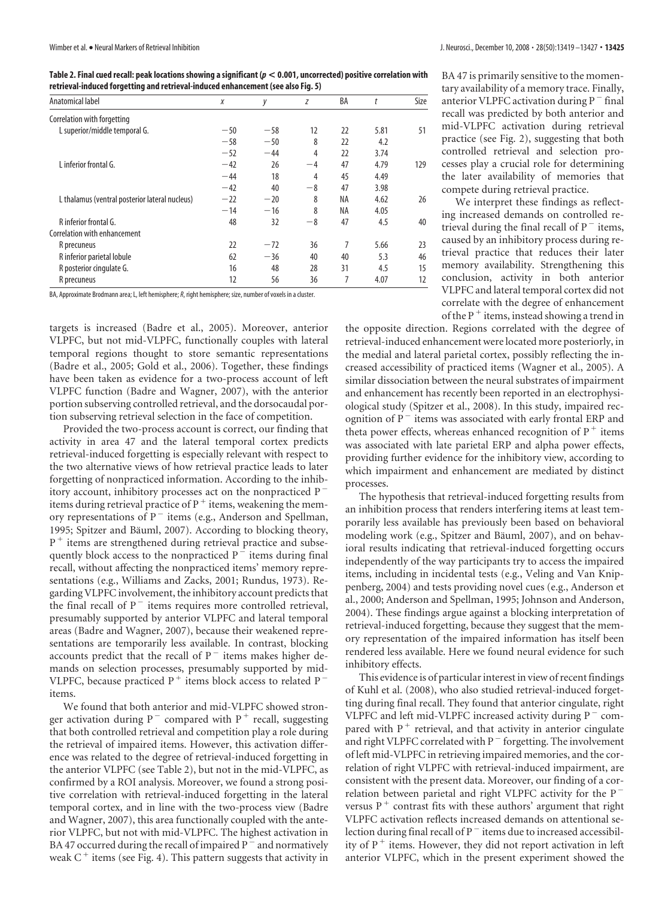**Table 2. Final cued recall: peak locations showing a significant ($p < 0.001$, uncorrected) positive correlation with retrieval-induced forgetting and retrieval-induced enhancement (see also Fig. 5)**

| Anatomical label | x | y | z | BA | t | Size |
|---|---|---|---|---|---|---|
| Correlation with forgetting | | | | | | |
| L superior/middle temporal G. | −50 | −58 | 12 | 22 | 5.81 | 51 |
| | −58 | −50 | 8 | 22 | 4.2 | |
| | −52 | −44 | 4 | 22 | 3.74 | |
| L inferior frontal G. | −42 | 26 | −4 | 47 | 4.79 | 129 |
| | −44 | 18 | 4 | 45 | 4.49 | |
| | −42 | 40 | −8 | 47 | 3.98 | |
| L thalamus (ventral posterior lateral nucleus) | −22 | −20 | 8 | NA | 4.62 | 26 |
| | −14 | −16 | 8 | NA | 4.05 | |
| R inferior frontal G. | 48 | 32 | −8 | 47 | 4.5 | 40 |
| Correlation with enhancement | | | | | | |
| R precuneus | 22 | −72 | 36 | 7 | 5.66 | 23 |
| R inferior parietal lobule | 62 | −36 | 40 | 40 | 5.3 | 46 |
| R posterior cingulate G. | 16 | 48 | 28 | 31 | 4.5 | 15 |
| R precuneus | 12 | 56 | 36 | 7 | 4.07 | 12 |

BA, Approximate Brodmann area; L, left hemisphere; *R*, right hemisphere; size, number of voxels in a cluster.

targets is increased (Badre et al., 2005). Moreover, anterior VLPFC, but not mid-VLPFC, functionally couples with lateral temporal regions thought to store semantic representations (Badre et al., 2005; Gold et al., 2006). Together, these findings have been taken as evidence for a two-process account of left VLPFC function (Badre and Wagner, 2007), with the anterior portion subserving controlled retrieval, and the dorsocaudal portion subserving retrieval selection in the face of competition.

Provided the two-process account is correct, our finding that activity in area 47 and the lateral temporal cortex predicts retrieval-induced forgetting is especially relevant with respect to the two alternative views of how retrieval practice leads to later forgetting of nonpracticed information. According to the inhibitory account, inhibitory processes act on the nonpracticed $P^-$ items during retrieval practice of $P^+$ items, weakening the memory representations of $P^-$ items (e.g., Anderson and Spellman, 1995; Spitzer and Bäuml, 2007). According to blocking theory, $P^+$ items are strengthened during retrieval practice and subsequently block access to the nonpracticed $P^-$ items during final recall, without affecting the nonpracticed items' memory representations (e.g., Williams and Zacks, 2001; Rundus, 1973). Regarding VLPFC involvement, the inhibitory account predicts that the final recall of $P^-$ items requires more controlled retrieval, presumably supported by anterior VLPFC and lateral temporal areas (Badre and Wagner, 2007), because their weakened representations are temporarily less available. In contrast, blocking accounts predict that the recall of $P^-$ items makes higher demands on selection processes, presumably supported by mid-VLPFC, because practiced $P^+$ items block access to related $P^-$ items.

We found that both anterior and mid-VLPFC showed stronger activation during $P^-$ compared with $P^+$ recall, suggesting that both controlled retrieval and competition play a role during the retrieval of impaired items. However, this activation difference was related to the degree of retrieval-induced forgetting in the anterior VLPFC (see Table 2), but not in the mid-VLPFC, as confirmed by a ROI analysis. Moreover, we found a strong positive correlation with retrieval-induced forgetting in the lateral temporal cortex, and in line with the two-process view (Badre and Wagner, 2007), this area functionally coupled with the anterior VLPFC, but not with mid-VLPFC. The highest activation in BA 47 occurred during the recall of impaired $P^-$ and normatively weak $C^+$ items (see Fig. 4). This pattern suggests that activity in BA 47 is primarily sensitive to the momentary availability of a memory trace. Finally, anterior VLPFC activation during $P^-$ final recall was predicted by both anterior and mid-VLPFC activation during retrieval practice (see Fig. 2), suggesting that both controlled retrieval and selection processes play a crucial role for determining the later availability of memories that compete during retrieval practice.

We interpret these findings as reflecting increased demands on controlled retrieval during the final recall of $P^-$ items, caused by an inhibitory process during retrieval practice that reduces their later memory availability. Strengthening this conclusion, activity in both anterior VLPFC and lateral temporal cortex did not correlate with the degree of enhancement of the $P^+$ items, instead showing a trend in the opposite direction. Regions correlated with the degree of retrieval-induced enhancement were located more posteriorly, in the medial and lateral parietal cortex, possibly reflecting the increased accessibility of practiced items (Wagner et al., 2005). A similar dissociation between the neural substrates of impairment and enhancement has recently been reported in an electrophysiological study (Spitzer et al., 2008). In this study, impaired recognition of $P^-$ items was associated with early frontal ERP and theta power effects, whereas enhanced recognition of $P^+$ items was associated with late parietal ERP and alpha power effects, providing further evidence for the inhibitory view, according to which impairment and enhancement are mediated by distinct processes.

The hypothesis that retrieval-induced forgetting results from an inhibition process that renders interfering items at least temporarily less available has previously been based on behavioral modeling work (e.g., Spitzer and Bäuml, 2007), and on behavioral results indicating that retrieval-induced forgetting occurs independently of the way participants try to access the impaired items, including in incidental tests (e.g., Veling and Van Knippenberg, 2004) and tests providing novel cues (e.g., Anderson et al., 2000; Anderson and Spellman, 1995; Johnson and Anderson, 2004). These findings argue against a blocking interpretation of retrieval-induced forgetting, because they suggest that the memory representation of the impaired information has itself been rendered less available. Here we found neural evidence for such inhibitory effects.

This evidence is of particular interest in view of recent findings of Kuhl et al. (2008), who also studied retrieval-induced forgetting during final recall. They found that anterior cingulate, right VLPFC and left mid-VLPFC increased activity during $P^-$ compared with $P^+$ retrieval, and that activity in anterior cingulate and right VLPFC correlated with $P^-$ forgetting. The involvement of left mid-VLPFC in retrieving impaired memories, and the correlation of right VLPFC with retrieval-induced impairment, are consistent with the present data. Moreover, our finding of a correlation between parietal and right VLPFC activity for the $P^-$ versus $P^+$ contrast fits with these authors' argument that right VLPFC activation reflects increased demands on attentional selection during final recall of $P^-$ items due to increased accessibility of $P^+$ items. However, they did not report activation in left anterior VLPFC, which in the present experiment showed the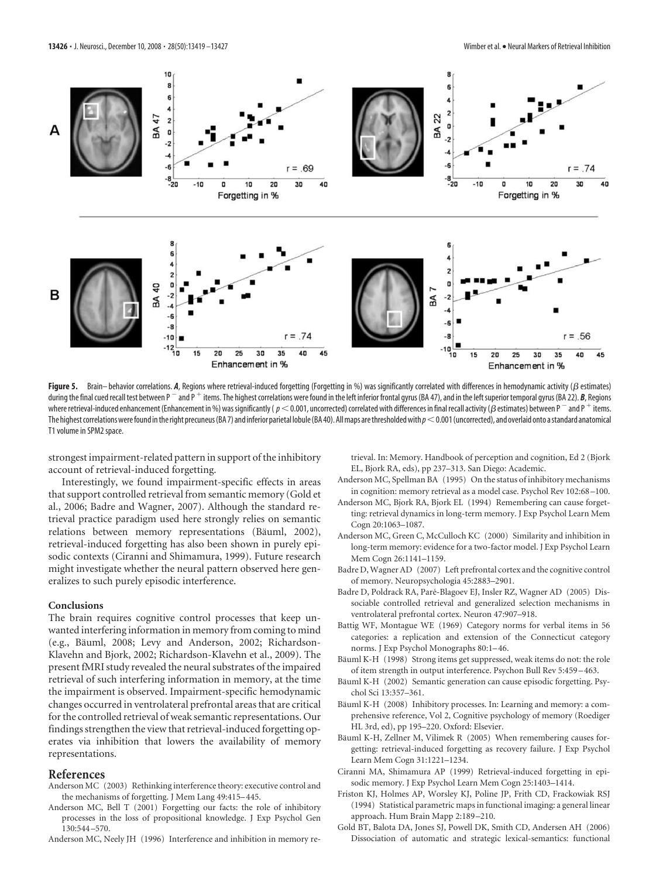**Figure 5.** Brain–behavior correlations. ***A***, Regions where retrieval-induced forgetting (Forgetting in %) was significantly correlated with differences in hemodynamic activity ($\beta$ estimates) during the final cued recall test between $P^-$ and $P^+$ items. The highest correlations were found in the left inferior frontal gyrus (BA 47), and in the left superior temporal gyrus (BA 22). ***B***, Regions where retrieval-induced enhancement (Enhancement in %) was significantly ($p < 0.001$, uncorrected) correlated with differences in final recall activity ($\beta$ estimates) between $P^-$ and $P^+$ items. The highest correlations were found in the right precuneus (BA 7) and inferior parietal lobule (BA 40). All maps are thresholded with $p < 0.001$ (uncorrected), and overlaid onto a standard anatomical T1 volume in SPM2 space.

strongest impairment-related pattern in support of the inhibitory account of retrieval-induced forgetting.

Interestingly, we found impairment-specific effects in areas that support controlled retrieval from semantic memory (Gold et al., 2006; Badre and Wagner, 2007). Although the standard retrieval practice paradigm used here strongly relies on semantic relations between memory representations (Bäuml, 2002), retrieval-induced forgetting has also been shown in purely episodic contexts (Ciranni and Shimamura, 1999). Future research might investigate whether the neural pattern observed here generalizes to such purely episodic interference.

### Conclusions

The brain requires cognitive control processes that keep unwanted interfering information in memory from coming to mind (e.g., Bäuml, 2008; Levy and Anderson, 2002; Richardson-Klavehn and Bjork, 2002; Richardson-Klavehn et al., 2009). The present fMRI study revealed the neural substrates of the impaired retrieval of such interfering information in memory, at the time the impairment is observed. Impairment-specific hemodynamic changes occurred in ventrolateral prefrontal areas that are critical for the controlled retrieval of weak semantic representations. Our findings strengthen the view that retrieval-induced forgetting operates via inhibition that lowers the availability of memory representations.

## References

Anderson MC (2003) Rethinking interference theory: executive control and the mechanisms of forgetting. J Mem Lang 49:415–445.

Anderson MC, Bell T (2001) Forgetting our facts: the role of inhibitory processes in the loss of propositional knowledge. J Exp Psychol Gen 130:544–570.

Anderson MC, Neely JH (1996) Interference and inhibition in memory retrieval. In: Memory. Handbook of perception and cognition, Ed 2 (Bjork EL, Bjork RA, eds), pp 237–313. San Diego: Academic.

Anderson MC, Spellman BA (1995) On the status of inhibitory mechanisms in cognition: memory retrieval as a model case. Psychol Rev 102:68–100.

Anderson MC, Bjork RA, Bjork EL (1994) Remembering can cause forgetting: retrieval dynamics in long-term memory. J Exp Psychol Learn Mem Cogn 20:1063–1087.

Anderson MC, Green C, McCulloch KC (2000) Similarity and inhibition in long-term memory: evidence for a two-factor model. J Exp Psychol Learn Mem Cogn 26:1141–1159.

Badre D, Wagner AD (2007) Left prefrontal cortex and the cognitive control of memory. Neuropsychologia 45:2883–2901.

Badre D, Poldrack RA, Paré-Blagoev EJ, Insler RZ, Wagner AD (2005) Dissociable controlled retrieval and generalized selection mechanisms in ventrolateral prefrontal cortex. Neuron 47:907–918.

Battig WF, Montague WE (1969) Category norms for verbal items in 56 categories: a replication and extension of the Connecticut category norms. J Exp Psychol Monographs 80:1–46.

Bäuml K-H (1998) Strong items get suppressed, weak items do not: the role of item strength in output interference. Psychon Bull Rev 5:459–463.

Bäuml K-H (2002) Semantic generation can cause episodic forgetting. Psychol Sci 13:357–361.

Bäuml K-H (2008) Inhibitory processes. In: Learning and memory: a comprehensive reference, Vol 2, Cognitive psychology of memory (Roediger HL 3rd, ed), pp 195–220. Oxford: Elsevier.

Bäuml K-H, Zellner M, Vilimek R (2005) When remembering causes forgetting: retrieval-induced forgetting as recovery failure. J Exp Psychol Learn Mem Cogn 31:1221–1234.

Ciranni MA, Shimamura AP (1999) Retrieval-induced forgetting in episodic memory. J Exp Psychol Learn Mem Cogn 25:1403–1414.

Friston KJ, Holmes AP, Worsley KJ, Poline JP, Frith CD, Frackowiak RSJ (1994) Statistical parametric maps in functional imaging: a general linear approach. Hum Brain Mapp 2:189–210.

Gold BT, Balota DA, Jones SJ, Powell DK, Smith CD, Andersen AH (2006) Dissociation of automatic and strategic lexical-semantics: functional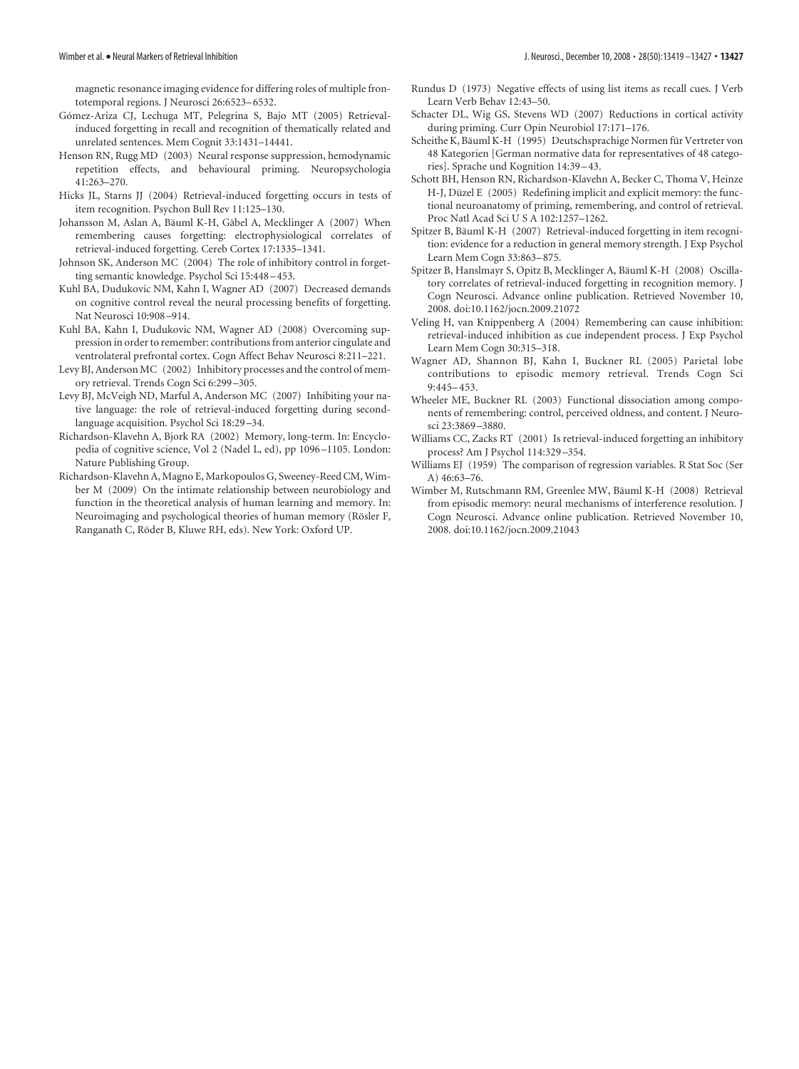magnetic resonance imaging evidence for differing roles of multiple frontotemporal regions. J Neurosci 26:6523–6532.

Gómez-Ariza CJ, Lechuga MT, Pelegrina S, Bajo MT (2005) Retrieval-induced forgetting in recall and recognition of thematically related and unrelated sentences. Mem Cognit 33:1431–14441.

Henson RN, Rugg MD (2003) Neural response suppression, hemodynamic repetition effects, and behavioural priming. Neuropsychologia 41:263–270.

Hicks JL, Starns JJ (2004) Retrieval-induced forgetting occurs in tests of item recognition. Psychon Bull Rev 11:125–130.

Johansson M, Aslan A, Bäuml K-H, Gäbel A, Mecklinger A (2007) When remembering causes forgetting: electrophysiological correlates of retrieval-induced forgetting. Cereb Cortex 17:1335–1341.

Johnson SK, Anderson MC (2004) The role of inhibitory control in forgetting semantic knowledge. Psychol Sci 15:448–453.

Kuhl BA, Dudukovic NM, Kahn I, Wagner AD (2007) Decreased demands on cognitive control reveal the neural processing benefits of forgetting. Nat Neurosci 10:908–914.

Kuhl BA, Kahn I, Dudukovic NM, Wagner AD (2008) Overcoming suppression in order to remember: contributions from anterior cingulate and ventrolateral prefrontal cortex. Cogn Affect Behav Neurosci 8:211–221.

Levy BJ, Anderson MC (2002) Inhibitory processes and the control of memory retrieval. Trends Cogn Sci 6:299–305.

Levy BJ, McVeigh ND, Marful A, Anderson MC (2007) Inhibiting your native language: the role of retrieval-induced forgetting during second-language acquisition. Psychol Sci 18:29–34.

Richardson-Klavehn A, Bjork RA (2002) Memory, long-term. In: Encyclopedia of cognitive science, Vol 2 (Nadel L, ed), pp 1096–1105. London: Nature Publishing Group.

Richardson-Klavehn A, Magno E, Markopoulos G, Sweeney-Reed CM, Wimber M (2009) On the intimate relationship between neurobiology and function in the theoretical analysis of human learning and memory. In: Neuroimaging and psychological theories of human memory (Rösler F, Ranganath C, Röder B, Kluwe RH, eds). New York: Oxford UP.

Rundus D (1973) Negative effects of using list items as recall cues. J Verb Learn Verb Behav 12:43–50.

Schacter DL, Wig GS, Stevens WD (2007) Reductions in cortical activity during priming. Curr Opin Neurobiol 17:171–176.

Scheithe K, Bäuml K-H (1995) Deutschsprachige Normen für Vertreter von 48 Kategorien [German normative data for representatives of 48 categories]. Sprache und Kognition 14:39–43.

Schott BH, Henson RN, Richardson-Klavehn A, Becker C, Thoma V, Heinze H-J, Düzel E (2005) Redefining implicit and explicit memory: the functional neuroanatomy of priming, remembering, and control of retrieval. Proc Natl Acad Sci U S A 102:1257–1262.

Spitzer B, Bäuml K-H (2007) Retrieval-induced forgetting in item recognition: evidence for a reduction in general memory strength. J Exp Psychol Learn Mem Cogn 33:863–875.

Spitzer B, Hanslmayr S, Opitz B, Mecklinger A, Bäuml K-H (2008) Oscillatory correlates of retrieval-induced forgetting in recognition memory. J Cogn Neurosci. Advance online publication. Retrieved November 10, 2008. doi:10.1162/jocn.2009.21072

Veling H, van Knippenberg A (2004) Remembering can cause inhibition: retrieval-induced inhibition as cue independent process. J Exp Psychol Learn Mem Cogn 30:315–318.

Wagner AD, Shannon BJ, Kahn I, Buckner RL (2005) Parietal lobe contributions to episodic memory retrieval. Trends Cogn Sci 9:445–453.

Wheeler ME, Buckner RL (2003) Functional dissociation among components of remembering: control, perceived oldness, and content. J Neurosci 23:3869–3880.

Williams CC, Zacks RT (2001) Is retrieval-induced forgetting an inhibitory process? Am J Psychol 114:329–354.

Williams EJ (1959) The comparison of regression variables. R Stat Soc (Ser A) 46:63–76.

Wimber M, Rutschmann RM, Greenlee MW, Bäuml K-H (2008) Retrieval from episodic memory: neural mechanisms of interference resolution. J Cogn Neurosci. Advance online publication. Retrieved November 10, 2008. doi:10.1162/jocn.2009.21043